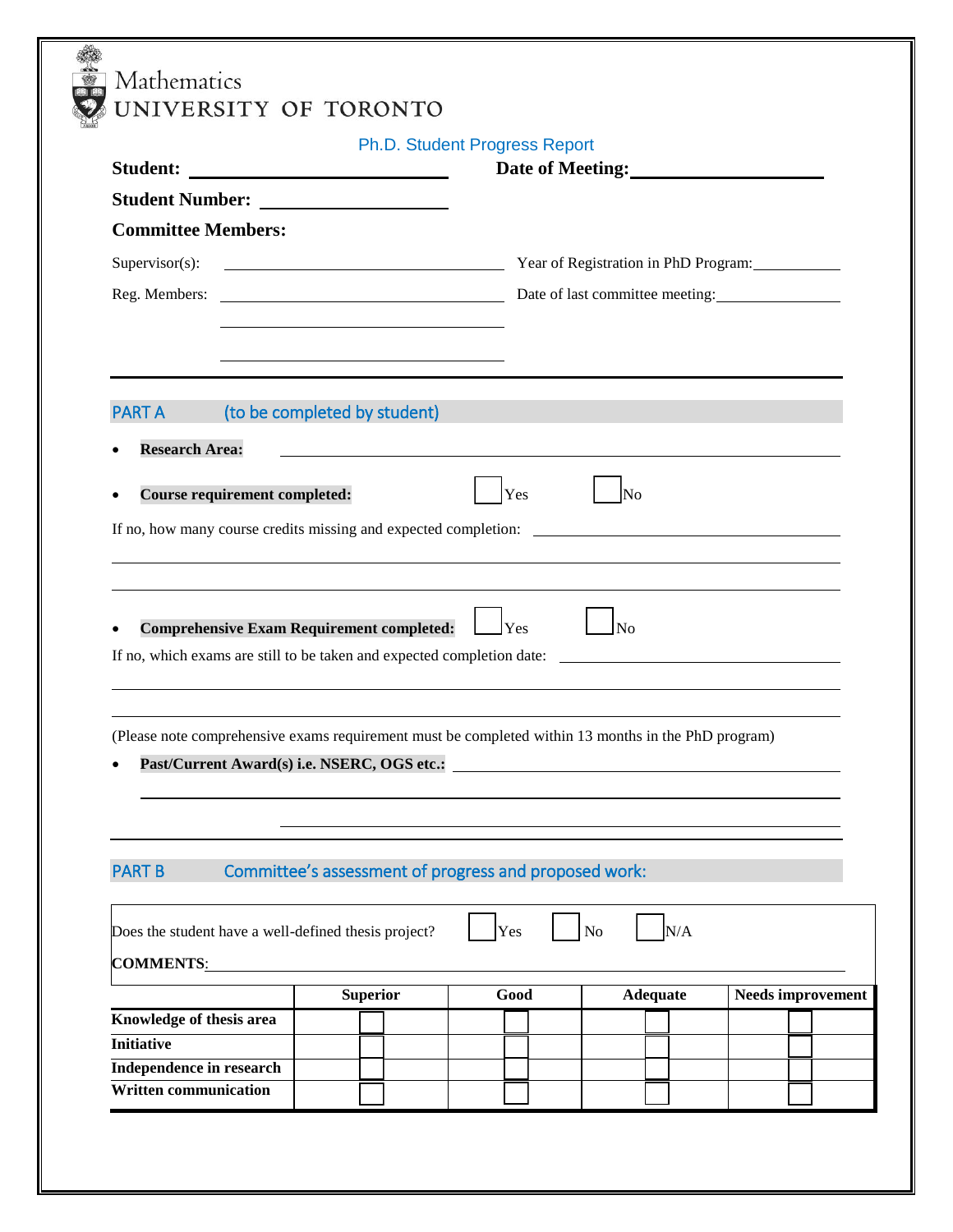Mathematics
UNIVERSITY OF TORONTO

## Ph.D. Student Progress Report

**Student:** ______________________ **Date of Meeting:** ______________________

**Student Number:** ______________________

**Committee Members:**

Supervisor(s): ______________________ Year of Registration in PhD Program: ____________

Reg. Members: ______________________ Date of last committee meeting: ____________

______________________

______________________

## PART A (to be completed by student)

- **Research Area:** ______________________
- **Course requirement completed:** ☐ Yes ☐ No

If no, how many course credits missing and expected completion: ______________________

______________________

______________________

- **Comprehensive Exam Requirement completed:** ☐ Yes ☐ No

If no, which exams are still to be taken and expected completion date: ______________________

______________________

______________________

(Please note comprehensive exams requirement must be completed within 13 months in the PhD program)

- **Past/Current Award(s) i.e. NSERC, OGS etc.:** ______________________

______________________

______________________

## PART B Committee's assessment of progress and proposed work:

Does the student have a well-defined thesis project? ☐ Yes ☐ No ☐ N/A

**COMMENTS**: ______________________

| | Superior | Good | Adequate | Needs improvement |
|---|---|---|---|---|
| **Knowledge of thesis area** | ☐ | ☐ | ☐ | ☐ |
| **Initiative** | ☐ | ☐ | ☐ | ☐ |
| **Independence in research** | ☐ | ☐ | ☐ | ☐ |
| **Written communication** | ☐ | ☐ | ☐ | ☐ |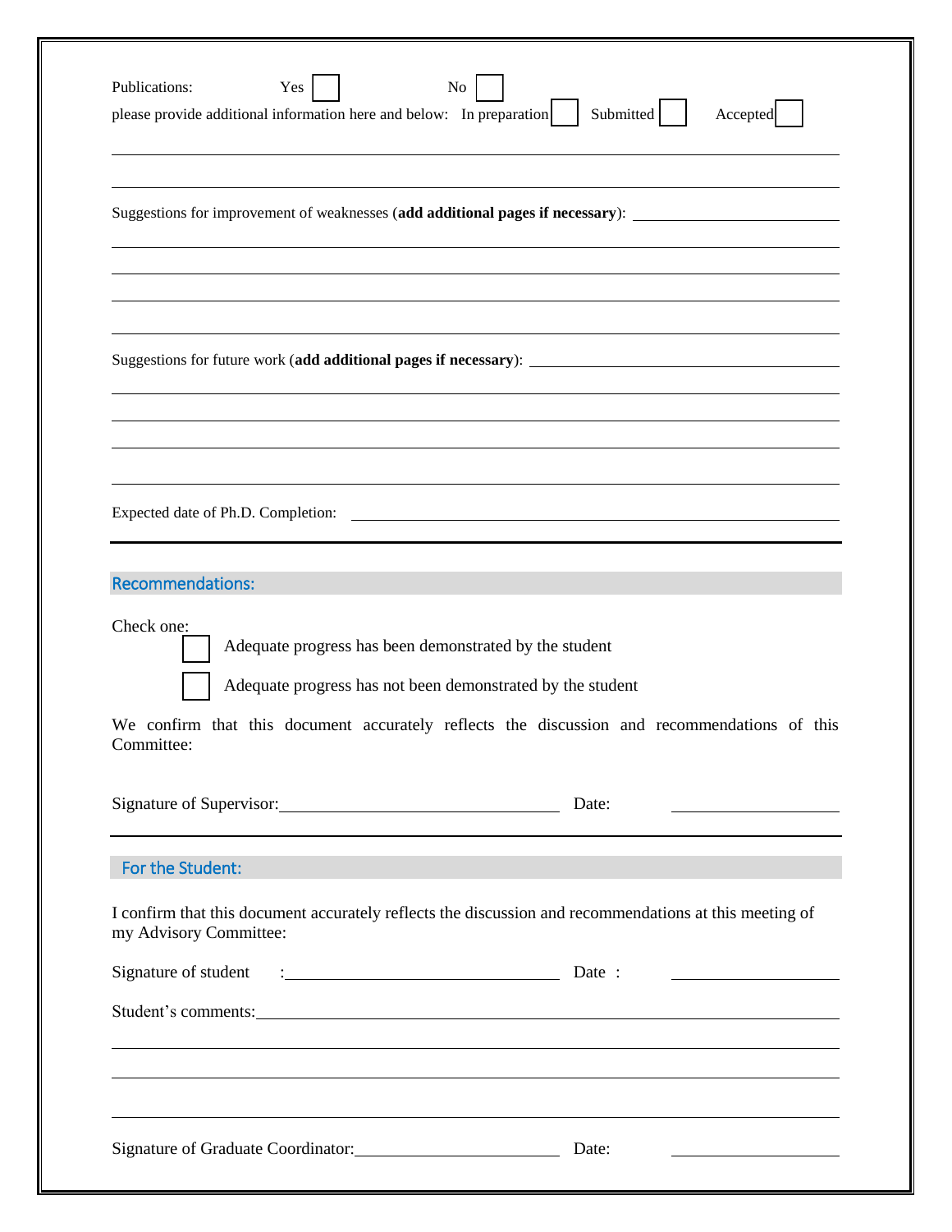Publications: Yes ☐ No ☐

please provide additional information here and below: In preparation ☐ Submitted ☐ Accepted ☐

\_\_\_\_\_\_\_\_\_\_\_\_\_\_\_\_\_\_\_\_\_\_\_\_\_\_\_\_\_\_\_\_\_\_\_\_\_\_\_\_\_\_\_\_\_\_\_\_\_\_\_\_\_\_\_\_\_\_\_\_\_\_\_\_\_\_\_\_\_\_\_\_

\_\_\_\_\_\_\_\_\_\_\_\_\_\_\_\_\_\_\_\_\_\_\_\_\_\_\_\_\_\_\_\_\_\_\_\_\_\_\_\_\_\_\_\_\_\_\_\_\_\_\_\_\_\_\_\_\_\_\_\_\_\_\_\_\_\_\_\_\_\_\_\_

Suggestions for improvement of weaknesses (**add additional pages if necessary**): \_\_\_\_\_\_\_\_\_\_\_\_\_\_\_\_\_\_\_\_\_\_\_\_

\_\_\_\_\_\_\_\_\_\_\_\_\_\_\_\_\_\_\_\_\_\_\_\_\_\_\_\_\_\_\_\_\_\_\_\_\_\_\_\_\_\_\_\_\_\_\_\_\_\_\_\_\_\_\_\_\_\_\_\_\_\_\_\_\_\_\_\_\_\_\_\_

\_\_\_\_\_\_\_\_\_\_\_\_\_\_\_\_\_\_\_\_\_\_\_\_\_\_\_\_\_\_\_\_\_\_\_\_\_\_\_\_\_\_\_\_\_\_\_\_\_\_\_\_\_\_\_\_\_\_\_\_\_\_\_\_\_\_\_\_\_\_\_\_

\_\_\_\_\_\_\_\_\_\_\_\_\_\_\_\_\_\_\_\_\_\_\_\_\_\_\_\_\_\_\_\_\_\_\_\_\_\_\_\_\_\_\_\_\_\_\_\_\_\_\_\_\_\_\_\_\_\_\_\_\_\_\_\_\_\_\_\_\_\_\_\_

\_\_\_\_\_\_\_\_\_\_\_\_\_\_\_\_\_\_\_\_\_\_\_\_\_\_\_\_\_\_\_\_\_\_\_\_\_\_\_\_\_\_\_\_\_\_\_\_\_\_\_\_\_\_\_\_\_\_\_\_\_\_\_\_\_\_\_\_\_\_\_\_

Suggestions for future work (**add additional pages if necessary**): \_\_\_\_\_\_\_\_\_\_\_\_\_\_\_\_\_\_\_\_\_\_\_\_\_\_\_\_\_\_\_\_\_\_\_\_

\_\_\_\_\_\_\_\_\_\_\_\_\_\_\_\_\_\_\_\_\_\_\_\_\_\_\_\_\_\_\_\_\_\_\_\_\_\_\_\_\_\_\_\_\_\_\_\_\_\_\_\_\_\_\_\_\_\_\_\_\_\_\_\_\_\_\_\_\_\_\_\_

\_\_\_\_\_\_\_\_\_\_\_\_\_\_\_\_\_\_\_\_\_\_\_\_\_\_\_\_\_\_\_\_\_\_\_\_\_\_\_\_\_\_\_\_\_\_\_\_\_\_\_\_\_\_\_\_\_\_\_\_\_\_\_\_\_\_\_\_\_\_\_\_

\_\_\_\_\_\_\_\_\_\_\_\_\_\_\_\_\_\_\_\_\_\_\_\_\_\_\_\_\_\_\_\_\_\_\_\_\_\_\_\_\_\_\_\_\_\_\_\_\_\_\_\_\_\_\_\_\_\_\_\_\_\_\_\_\_\_\_\_\_\_\_\_

\_\_\_\_\_\_\_\_\_\_\_\_\_\_\_\_\_\_\_\_\_\_\_\_\_\_\_\_\_\_\_\_\_\_\_\_\_\_\_\_\_\_\_\_\_\_\_\_\_\_\_\_\_\_\_\_\_\_\_\_\_\_\_\_\_\_\_\_\_\_\_\_

Expected date of Ph.D. Completion: \_\_\_\_\_\_\_\_\_\_\_\_\_\_\_\_\_\_\_\_\_\_\_\_\_\_\_\_\_\_\_\_\_\_\_\_\_\_\_\_\_\_\_\_\_\_\_\_

---

## Recommendations:

Check one:

☐ Adequate progress has been demonstrated by the student

☐ Adequate progress has not been demonstrated by the student

We confirm that this document accurately reflects the discussion and recommendations of this Committee:

Signature of Supervisor: \_\_\_\_\_\_\_\_\_\_\_\_\_\_\_\_\_\_\_\_\_\_\_\_\_\_\_\_\_\_ Date: \_\_\_\_\_\_\_\_\_\_\_\_\_\_\_\_\_\_

---

## For the Student:

I confirm that this document accurately reflects the discussion and recommendations at this meeting of my Advisory Committee:

Signature of student : \_\_\_\_\_\_\_\_\_\_\_\_\_\_\_\_\_\_\_\_\_\_\_\_\_\_\_\_\_\_ Date : \_\_\_\_\_\_\_\_\_\_\_\_\_\_\_\_\_\_

Student's comments: \_\_\_\_\_\_\_\_\_\_\_\_\_\_\_\_\_\_\_\_\_\_\_\_\_\_\_\_\_\_\_\_\_\_\_\_\_\_\_\_\_\_\_\_\_\_\_\_\_\_\_\_\_\_\_\_\_\_

\_\_\_\_\_\_\_\_\_\_\_\_\_\_\_\_\_\_\_\_\_\_\_\_\_\_\_\_\_\_\_\_\_\_\_\_\_\_\_\_\_\_\_\_\_\_\_\_\_\_\_\_\_\_\_\_\_\_\_\_\_\_\_\_\_\_\_\_\_\_\_\_

\_\_\_\_\_\_\_\_\_\_\_\_\_\_\_\_\_\_\_\_\_\_\_\_\_\_\_\_\_\_\_\_\_\_\_\_\_\_\_\_\_\_\_\_\_\_\_\_\_\_\_\_\_\_\_\_\_\_\_\_\_\_\_\_\_\_\_\_\_\_\_\_

\_\_\_\_\_\_\_\_\_\_\_\_\_\_\_\_\_\_\_\_\_\_\_\_\_\_\_\_\_\_\_\_\_\_\_\_\_\_\_\_\_\_\_\_\_\_\_\_\_\_\_\_\_\_\_\_\_\_\_\_\_\_\_\_\_\_\_\_\_\_\_\_

Signature of Graduate Coordinator: \_\_\_\_\_\_\_\_\_\_\_\_\_\_\_\_\_\_\_\_\_\_\_\_ Date: \_\_\_\_\_\_\_\_\_\_\_\_\_\_\_\_\_\_